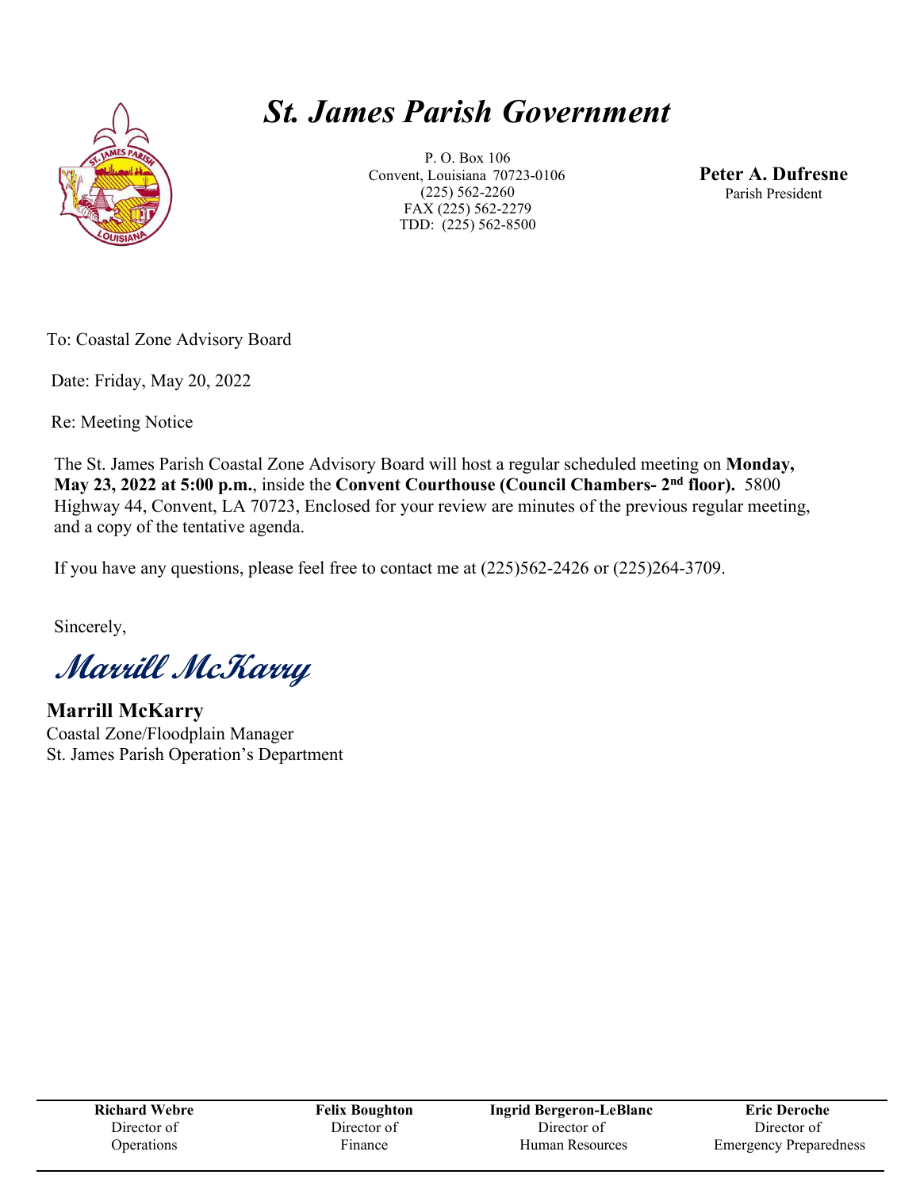# *St. James Parish Government*

P. O. Box 106
Convent, Louisiana 70723-0106
(225) 562-2260
FAX (225) 562-2279
TDD: (225) 562-8500

**Peter A. Dufresne**
Parish President

To: Coastal Zone Advisory Board

Date: Friday, May 20, 2022

Re: Meeting Notice

The St. James Parish Coastal Zone Advisory Board will host a regular scheduled meeting on **Monday, May 23, 2022 at 5:00 p.m.**, inside the **Convent Courthouse (Council Chambers- 2nd floor).** 5800 Highway 44, Convent, LA 70723, Enclosed for your review are minutes of the previous regular meeting, and a copy of the tentative agenda.

If you have any questions, please feel free to contact me at (225)562-2426 or (225)264-3709.

Sincerely,

*Marrill McKarry*

**Marrill McKarry**
Coastal Zone/Floodplain Manager
St. James Parish Operation's Department

| | | | |
|---|---|---|---|
| **Richard Webre** Director of Operations | **Felix Boughton** Director of Finance | **Ingrid Bergeron-LeBlanc** Director of Human Resources | **Eric Deroche** Director of Emergency Preparedness |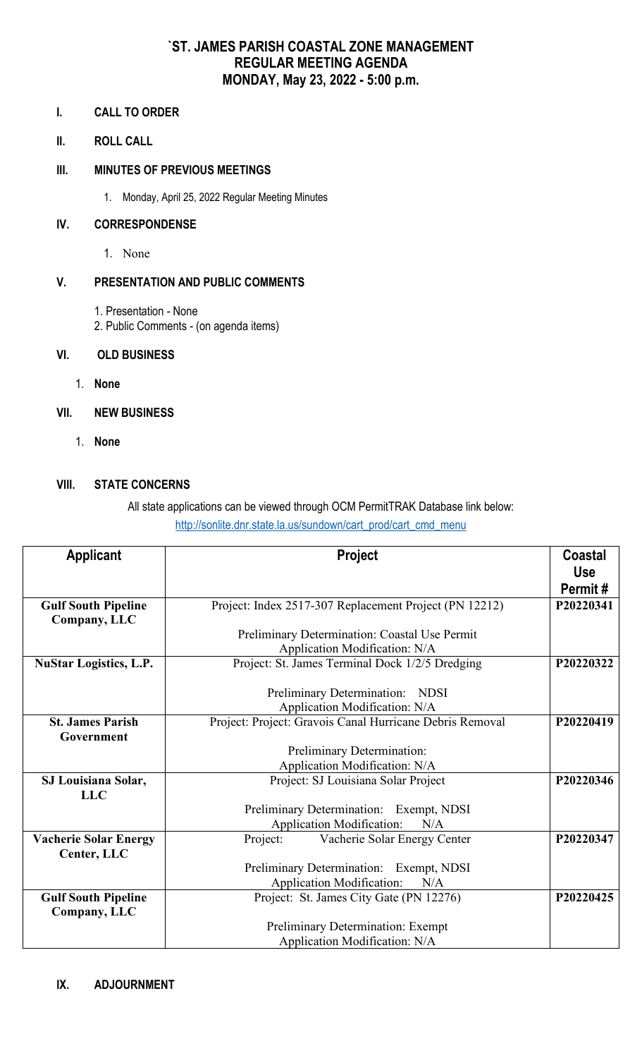# `ST. JAMES PARISH COASTAL ZONE MANAGEMENT
## REGULAR MEETING AGENDA
## MONDAY, May 23, 2022 - 5:00 p.m.

**I. CALL TO ORDER**

**II. ROLL CALL**

**III. MINUTES OF PREVIOUS MEETINGS**

1. Monday, April 25, 2022 Regular Meeting Minutes

**IV. CORRESPONDENSE**

1. None

**V. PRESENTATION AND PUBLIC COMMENTS**

1. Presentation - None
2. Public Comments - (on agenda items)

**VI. OLD BUSINESS**

1. **None**

**VII. NEW BUSINESS**

1. **None**

**VIII. STATE CONCERNS**

All state applications can be viewed through OCM PermitTRAK Database link below:
http://sonlite.dnr.state.la.us/sundown/cart_prod/cart_cmd_menu

| Applicant | Project | Coastal Use Permit # |
|---|---|---|
| **Gulf South Pipeline Company, LLC** | Project: Index 2517-307 Replacement Project (PN 12212)<br><br>Preliminary Determination: Coastal Use Permit<br>Application Modification: N/A | **P20220341** |
| **NuStar Logistics, L.P.** | Project: St. James Terminal Dock 1/2/5 Dredging<br><br>Preliminary Determination: NDSI<br>Application Modification: N/A | **P20220322** |
| **St. James Parish Government** | Project: Project: Gravois Canal Hurricane Debris Removal<br><br>Preliminary Determination:<br>Application Modification: N/A | **P20220419** |
| **SJ Louisiana Solar, LLC** | Project: SJ Louisiana Solar Project<br><br>Preliminary Determination: Exempt, NDSI<br>Application Modification: N/A | **P20220346** |
| **Vacherie Solar Energy Center, LLC** | Project: Vacherie Solar Energy Center<br><br>Preliminary Determination: Exempt, NDSI<br>Application Modification: N/A | **P20220347** |
| **Gulf South Pipeline Company, LLC** | Project: St. James City Gate (PN 12276)<br><br>Preliminary Determination: Exempt<br>Application Modification: N/A | **P20220425** |

**IX. ADJOURNMENT**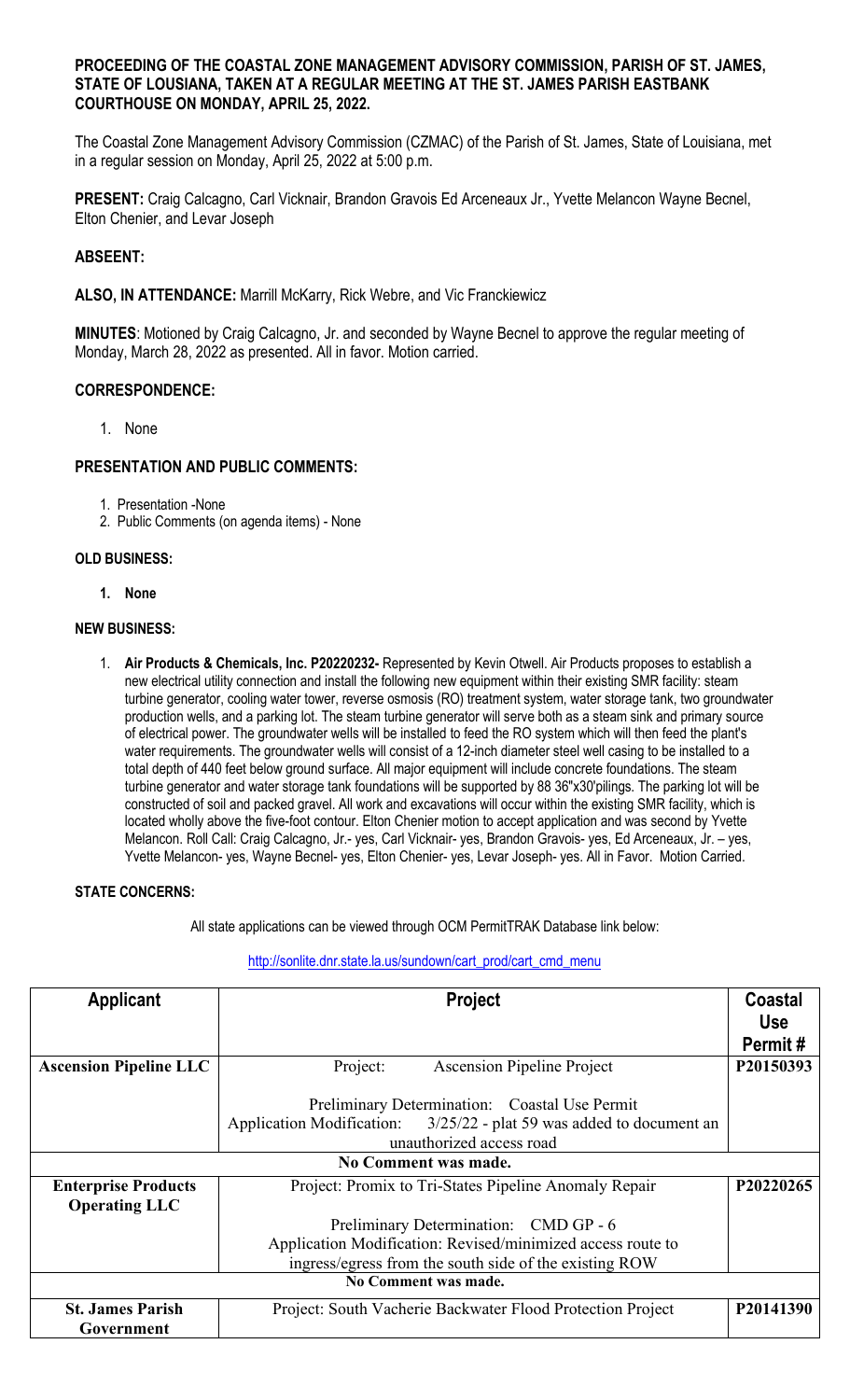**PROCEEDING OF THE COASTAL ZONE MANAGEMENT ADVISORY COMMISSION, PARISH OF ST. JAMES, STATE OF LOUSIANA, TAKEN AT A REGULAR MEETING AT THE ST. JAMES PARISH EASTBANK COURTHOUSE ON MONDAY, APRIL 25, 2022.**

The Coastal Zone Management Advisory Commission (CZMAC) of the Parish of St. James, State of Louisiana, met in a regular session on Monday, April 25, 2022 at 5:00 p.m.

**PRESENT:** Craig Calcagno, Carl Vicknair, Brandon Gravois Ed Arceneaux Jr., Yvette Melancon Wayne Becnel, Elton Chenier, and Levar Joseph

**ABSEENT:**

**ALSO, IN ATTENDANCE:** Marrill McKarry, Rick Webre, and Vic Franckiewicz

**MINUTES**: Motioned by Craig Calcagno, Jr. and seconded by Wayne Becnel to approve the regular meeting of Monday, March 28, 2022 as presented. All in favor. Motion carried.

**CORRESPONDENCE:**

1. None

**PRESENTATION AND PUBLIC COMMENTS:**

1. Presentation -None
2. Public Comments (on agenda items) - None

**OLD BUSINESS:**

1. **None**

**NEW BUSINESS:**

1. **Air Products & Chemicals, Inc. P20220232-** Represented by Kevin Otwell. Air Products proposes to establish a new electrical utility connection and install the following new equipment within their existing SMR facility: steam turbine generator, cooling water tower, reverse osmosis (RO) treatment system, water storage tank, two groundwater production wells, and a parking lot. The steam turbine generator will serve both as a steam sink and primary source of electrical power. The groundwater wells will be installed to feed the RO system which will then feed the plant's water requirements. The groundwater wells will consist of a 12-inch diameter steel well casing to be installed to a total depth of 440 feet below ground surface. All major equipment will include concrete foundations. The steam turbine generator and water storage tank foundations will be supported by 88 36"x30'pilings. The parking lot will be constructed of soil and packed gravel. All work and excavations will occur within the existing SMR facility, which is located wholly above the five-foot contour. Elton Chenier motion to accept application and was second by Yvette Melancon. Roll Call: Craig Calcagno, Jr.- yes, Carl Vicknair- yes, Brandon Gravois- yes, Ed Arceneaux, Jr. – yes, Yvette Melancon- yes, Wayne Becnel- yes, Elton Chenier- yes, Levar Joseph- yes. All in Favor. Motion Carried.

**STATE CONCERNS:**

All state applications can be viewed through OCM PermitTRAK Database link below:

http://sonlite.dnr.state.la.us/sundown/cart_prod/cart_cmd_menu

| Applicant | Project | Coastal Use Permit # |
|---|---|---|
| **Ascension Pipeline LLC** | Project: Ascension Pipeline Project<br><br>Preliminary Determination: Coastal Use Permit<br>Application Modification: 3/25/22 - plat 59 was added to document an unauthorized access road | P20150393 |
| | **No Comment was made.** | |
| **Enterprise Products Operating LLC** | Project: Promix to Tri-States Pipeline Anomaly Repair<br><br>Preliminary Determination: CMD GP - 6<br>Application Modification: Revised/minimized access route to ingress/egress from the south side of the existing ROW | P20220265 |
| | **No Comment was made.** | |
| **St. James Parish Government** | Project: South Vacherie Backwater Flood Protection Project | P20141390 |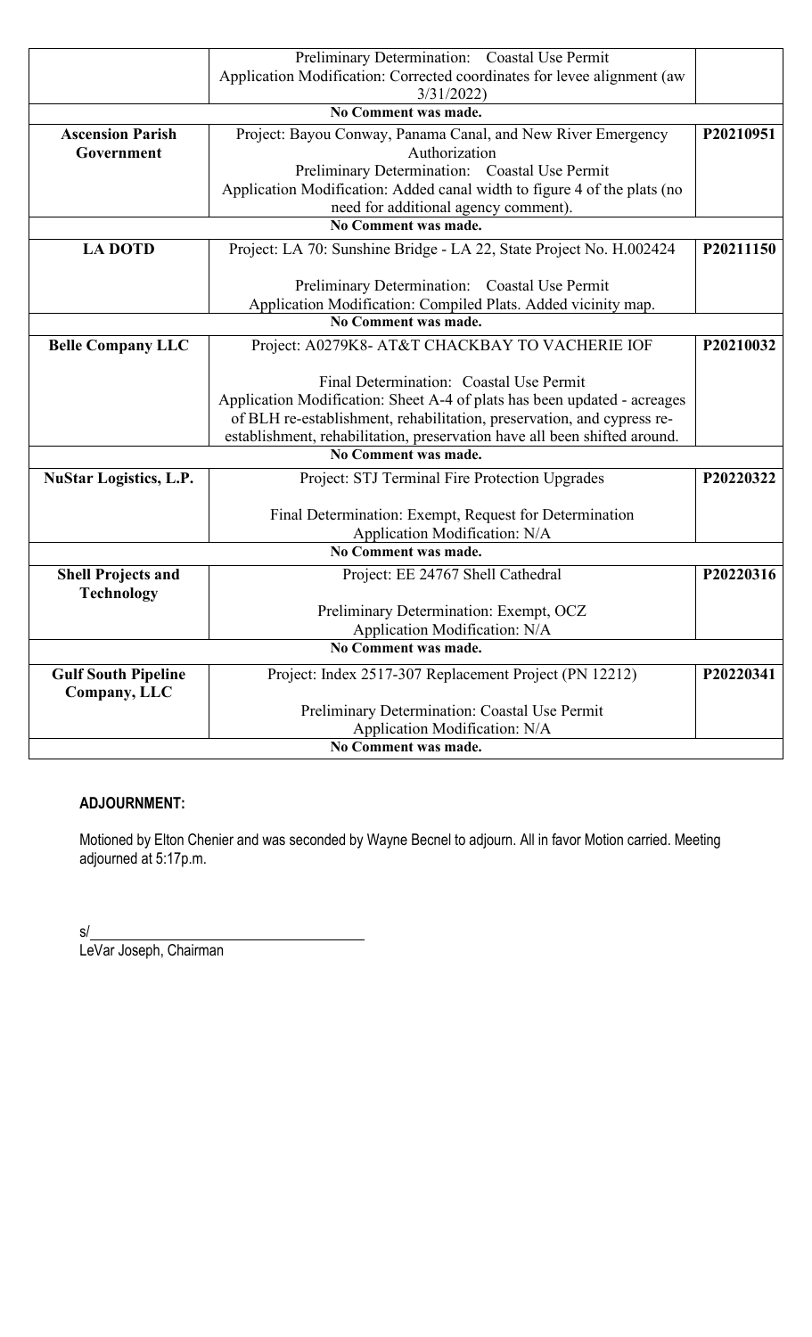| | | |
|---|---|---|
| | Preliminary Determination: Coastal Use Permit<br>Application Modification: Corrected coordinates for levee alignment (aw 3/31/2022) | |
| No Comment was made. | | |
| **Ascension Parish Government** | Project: Bayou Conway, Panama Canal, and New River Emergency Authorization<br>Preliminary Determination: Coastal Use Permit<br>Application Modification: Added canal width to figure 4 of the plats (no need for additional agency comment). | **P20210951** |
| No Comment was made. | | |
| **LA DOTD** | Project: LA 70: Sunshine Bridge - LA 22, State Project No. H.002424<br><br>Preliminary Determination: Coastal Use Permit<br>Application Modification: Compiled Plats. Added vicinity map. | **P20211150** |
| No Comment was made. | | |
| **Belle Company LLC** | Project: A0279K8- AT&T CHACKBAY TO VACHERIE IOF<br><br>Final Determination: Coastal Use Permit<br>Application Modification: Sheet A-4 of plats has been updated - acreages of BLH re-establishment, rehabilitation, preservation, and cypress re-establishment, rehabilitation, preservation have all been shifted around. | **P20210032** |
| No Comment was made. | | |
| **NuStar Logistics, L.P.** | Project: STJ Terminal Fire Protection Upgrades<br><br>Final Determination: Exempt, Request for Determination<br>Application Modification: N/A | **P20220322** |
| No Comment was made. | | |
| **Shell Projects and Technology** | Project: EE 24767 Shell Cathedral<br><br>Preliminary Determination: Exempt, OCZ<br>Application Modification: N/A | **P20220316** |
| No Comment was made. | | |
| **Gulf South Pipeline Company, LLC** | Project: Index 2517-307 Replacement Project (PN 12212)<br><br>Preliminary Determination: Coastal Use Permit<br>Application Modification: N/A | **P20220341** |
| No Comment was made. | | |

**ADJOURNMENT:**

Motioned by Elton Chenier and was seconded by Wayne Becnel to adjourn. All in favor Motion carried. Meeting adjourned at 5:17p.m.

s/______________________________

LeVar Joseph, Chairman